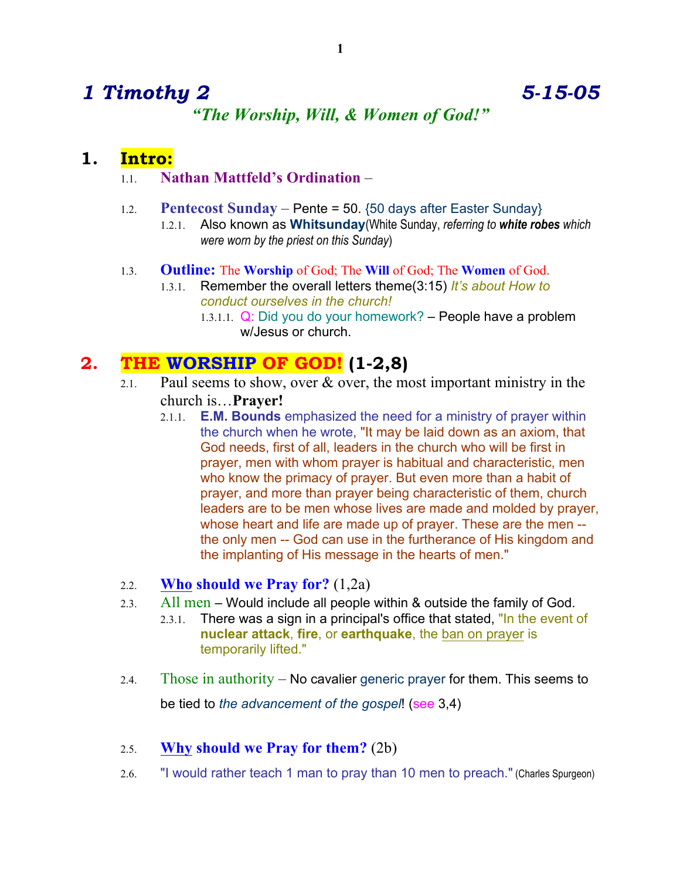# *1 Timothy 2* *5-15-05*

### *"The Worship, Will, & Women of God!"*

## 1. Intro:

1.1. **Nathan Mattfeld's Ordination** –

1.2. **Pentecost Sunday** – Pente = 50. {50 days after Easter Sunday}

1.2.1. Also known as **Whitsunday**(White Sunday, *referring to* ***white robes*** *which were worn by the priest on this Sunday*)

1.3. **Outline:** The **Worship** of God; The **Will** of God; The **Women** of God.

1.3.1. Remember the overall letters theme(3:15) *It's about How to conduct ourselves in the church!*

1.3.1.1. Q: Did you do your homework? – People have a problem w/Jesus or church.

## 2. THE WORSHIP OF GOD! (1-2,8)

2.1. Paul seems to show, over & over, the most important ministry in the church is…**Prayer!**

2.1.1. **E.M. Bounds** emphasized the need for a ministry of prayer within the church when he wrote, "It may be laid down as an axiom, that God needs, first of all, leaders in the church who will be first in prayer, men with whom prayer is habitual and characteristic, men who know the primacy of prayer. But even more than a habit of prayer, and more than prayer being characteristic of them, church leaders are to be men whose lives are made and molded by prayer, whose heart and life are made up of prayer. These are the men -- the only men -- God can use in the furtherance of His kingdom and the implanting of His message in the hearts of men."

2.2. **Who should we Pray for?** (1,2a)

2.3. All men – Would include all people within & outside the family of God.

2.3.1. There was a sign in a principal's office that stated, "In the event of **nuclear attack**, **fire**, or **earthquake**, the ban on prayer is temporarily lifted."

2.4. Those in authority – No cavalier generic prayer for them. This seems to be tied to *the advancement of the gospel*! (see 3,4)

2.5. **Why should we Pray for them?** (2b)

2.6. "I would rather teach 1 man to pray than 10 men to preach." (Charles Spurgeon)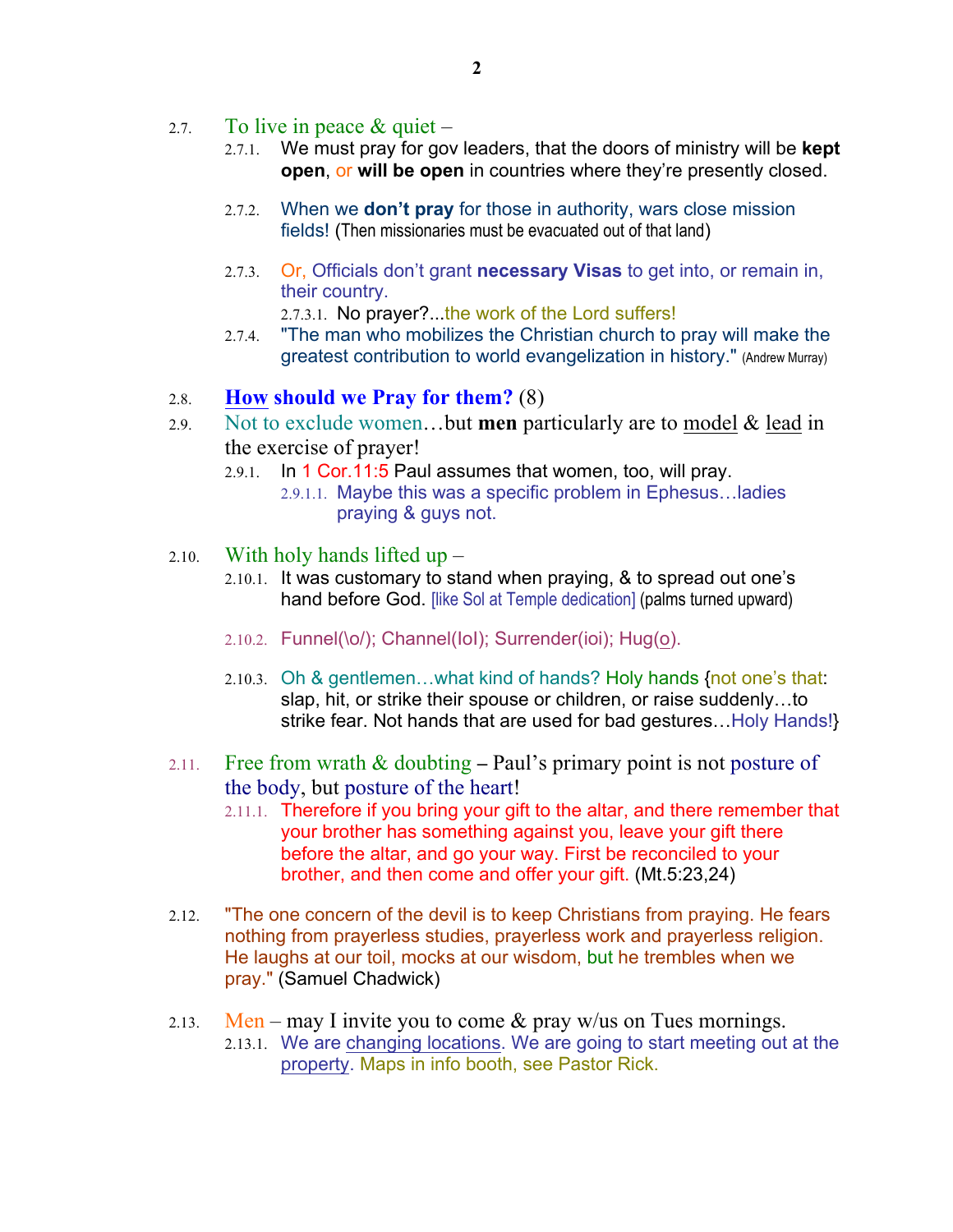2.7. To live in peace & quiet –

- 2.7.1. We must pray for gov leaders, that the doors of ministry will be **kept open**, or **will be open** in countries where they're presently closed.
- 2.7.2. When we **don't pray** for those in authority, wars close mission fields! (Then missionaries must be evacuated out of that land)
- 2.7.3. Or, Officials don't grant **necessary Visas** to get into, or remain in, their country.
  - 2.7.3.1. No prayer?...the work of the Lord suffers!
- 2.7.4. "The man who mobilizes the Christian church to pray will make the greatest contribution to world evangelization in history." (Andrew Murray)

2.8. **<u>How</u> should we Pray for them?** (8)

2.9. Not to exclude women…but **men** particularly are to <u>model</u> & <u>lead</u> in the exercise of prayer!

- 2.9.1. In 1 Cor.11:5 Paul assumes that women, too, will pray.
  - 2.9.1.1. Maybe this was a specific problem in Ephesus…ladies praying & guys not.

2.10. With holy hands lifted up –

- 2.10.1. It was customary to stand when praying, & to spread out one's hand before God. [like Sol at Temple dedication] (palms turned upward)
- 2.10.2. Funnel(\o/); Channel(IoI); Surrender(ioi); Hug(<u>o</u>).
- 2.10.3. Oh & gentlemen…what kind of hands? Holy hands {not one's that: slap, hit, or strike their spouse or children, or raise suddenly…to strike fear. Not hands that are used for bad gestures…Holy Hands!}

2.11. Free from wrath & doubting – Paul's primary point is not posture of the body, but posture of the heart!

- 2.11.1. Therefore if you bring your gift to the altar, and there remember that your brother has something against you, leave your gift there before the altar, and go your way. First be reconciled to your brother, and then come and offer your gift. (Mt.5:23,24)

2.12. "The one concern of the devil is to keep Christians from praying. He fears nothing from prayerless studies, prayerless work and prayerless religion. He laughs at our toil, mocks at our wisdom, but he trembles when we pray." (Samuel Chadwick)

2.13. Men – may I invite you to come & pray w/us on Tues mornings.

- 2.13.1. We are <u>changing locations</u>. We are going to start meeting out at the <u>property</u>. Maps in info booth, see Pastor Rick.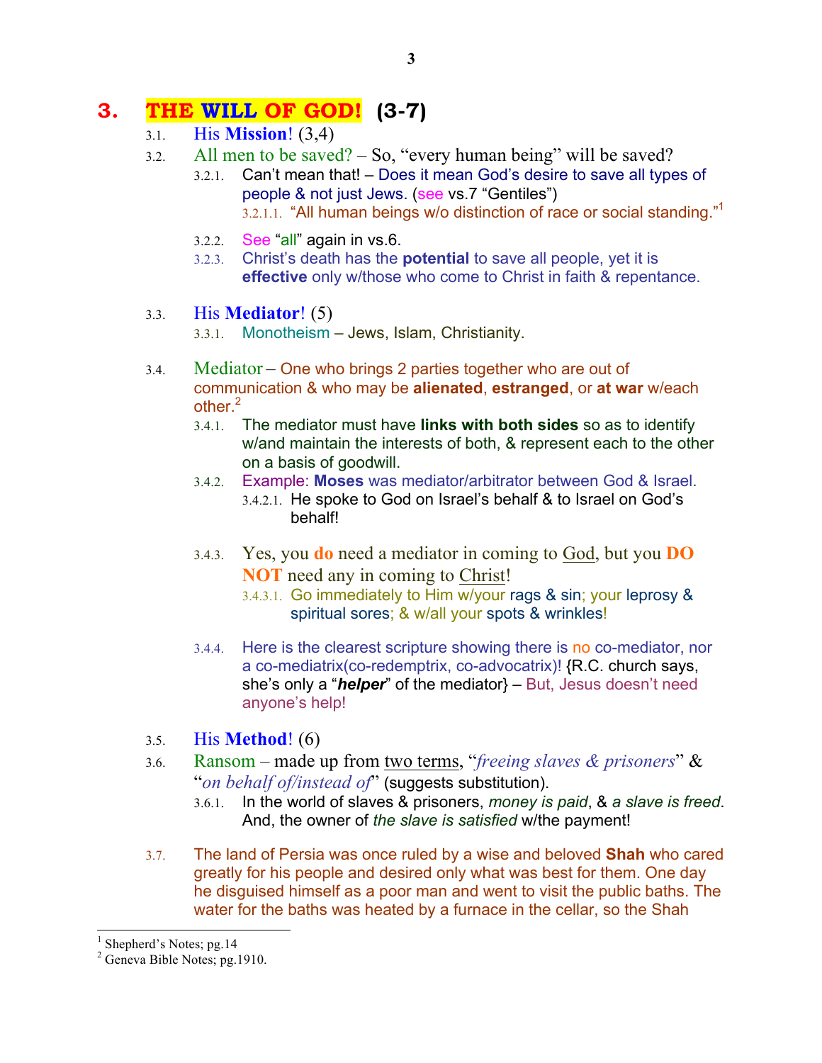# 3. THE WILL OF GOD! (3-7)

3.1. His **Mission**! (3,4)

3.2. All men to be saved? – So, "every human being" will be saved?

3.2.1. Can't mean that! – Does it mean God's desire to save all types of people & not just Jews. (see vs.7 "Gentiles")

3.2.1.1. "All human beings w/o distinction of race or social standing."[1]

3.2.2. See "all" again in vs.6.

3.2.3. Christ's death has the **potential** to save all people, yet it is **effective** only w/those who come to Christ in faith & repentance.

3.3. His **Mediator**! (5)

3.3.1. Monotheism – Jews, Islam, Christianity.

3.4. Mediator – One who brings 2 parties together who are out of communication & who may be **alienated**, **estranged**, or **at war** w/each other.[2]

3.4.1. The mediator must have **links with both sides** so as to identify w/and maintain the interests of both, & represent each to the other on a basis of goodwill.

3.4.2. Example: **Moses** was mediator/arbitrator between God & Israel.

3.4.2.1. He spoke to God on Israel's behalf & to Israel on God's behalf!

3.4.3. Yes, you **do** need a mediator in coming to God, but you **DO NOT** need any in coming to Christ!

3.4.3.1. Go immediately to Him w/your rags & sin; your leprosy & spiritual sores; & w/all your spots & wrinkles!

3.4.4. Here is the clearest scripture showing there is no co-mediator, nor a co-mediatrix(co-redemptrix, co-advocatrix)! {R.C. church says, she's only a "***helper***" of the mediator} – But, Jesus doesn't need anyone's help!

3.5. His **Method**! (6)

3.6. Ransom – made up from two terms, "*freeing slaves & prisoners*" & "*on behalf of/instead of*" (suggests substitution).

3.6.1. In the world of slaves & prisoners, *money is paid*, & *a slave is freed*. And, the owner of *the slave is satisfied* w/the payment!

3.7. The land of Persia was once ruled by a wise and beloved **Shah** who cared greatly for his people and desired only what was best for them. One day he disguised himself as a poor man and went to visit the public baths. The water for the baths was heated by a furnace in the cellar, so the Shah

---

[1] Shepherd's Notes; pg.14

[2] Geneva Bible Notes; pg.1910.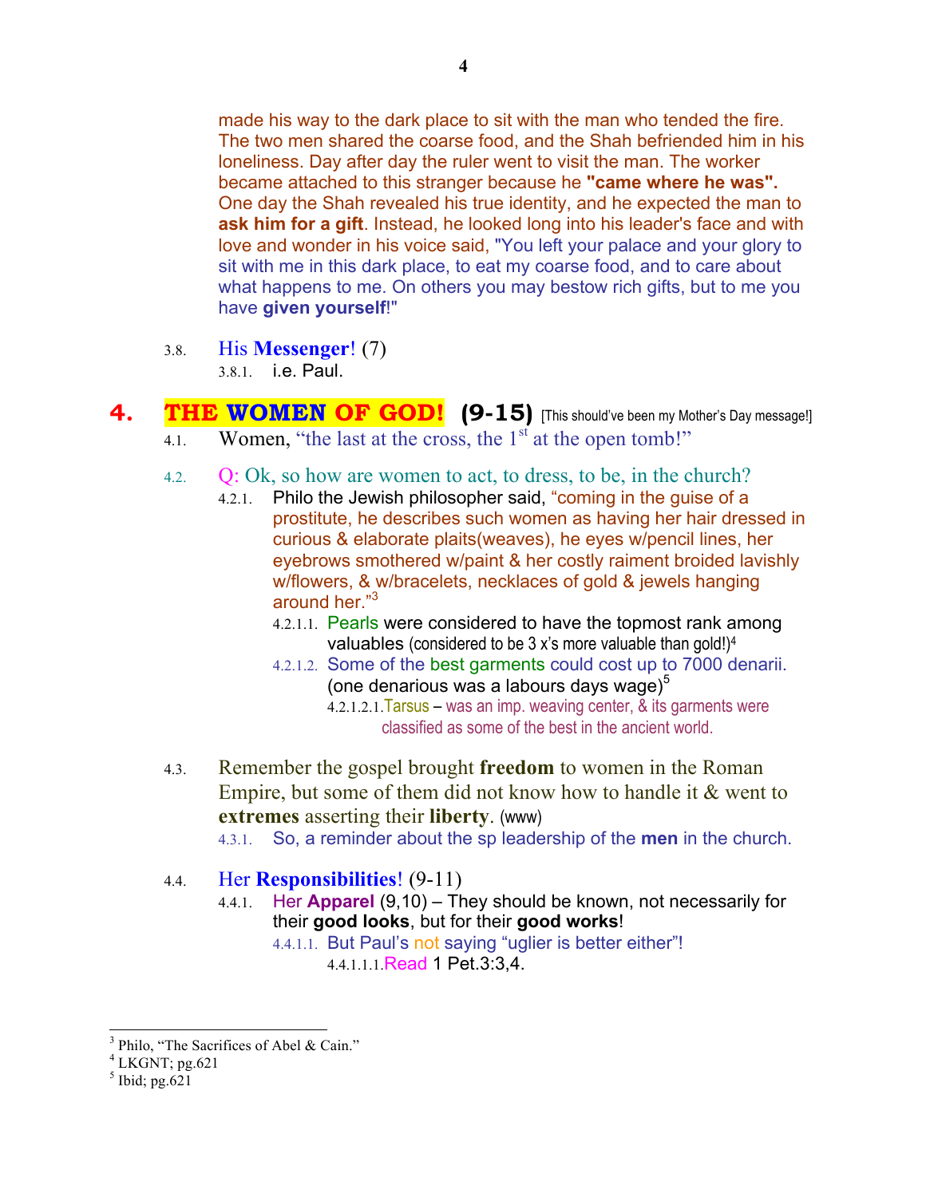made his way to the dark place to sit with the man who tended the fire. The two men shared the coarse food, and the Shah befriended him in his loneliness. Day after day the ruler went to visit the man. The worker became attached to this stranger because he **"came where he was".** One day the Shah revealed his true identity, and he expected the man to **ask him for a gift**. Instead, he looked long into his leader's face and with love and wonder in his voice said, "You left your palace and your glory to sit with me in this dark place, to eat my coarse food, and to care about what happens to me. On others you may bestow rich gifts, but to me you have **given yourself**!"

3.8. His **Messenger**! (7)

3.8.1. i.e. Paul.

## 4. THE WOMEN OF GOD! (9-15) [This should've been my Mother's Day message!]

4.1. Women, "the last at the cross, the 1st at the open tomb!"

4.2. Q: Ok, so how are women to act, to dress, to be, in the church?

4.2.1. Philo the Jewish philosopher said, "coming in the guise of a prostitute, he describes such women as having her hair dressed in curious & elaborate plaits(weaves), he eyes w/pencil lines, her eyebrows smothered w/paint & her costly raiment broided lavishly w/flowers, & w/bracelets, necklaces of gold & jewels hanging around her."[3]

4.2.1.1. Pearls were considered to have the topmost rank among valuables (considered to be 3 x's more valuable than gold!)[4]

4.2.1.2. Some of the best garments could cost up to 7000 denarii. (one denarious was a labours days wage)[5]

4.2.1.2.1. Tarsus – was an imp. weaving center, & its garments were classified as some of the best in the ancient world.

4.3. Remember the gospel brought **freedom** to women in the Roman Empire, but some of them did not know how to handle it & went to **extremes** asserting their **liberty**. (www)

4.3.1. So, a reminder about the sp leadership of the **men** in the church.

4.4. Her **Responsibilities**! (9-11)

4.4.1. Her **Apparel** (9,10) – They should be known, not necessarily for their **good looks**, but for their **good works**!

4.4.1.1. But Paul's not saying "uglier is better either"!

4.4.1.1.1. Read 1 Pet.3:3,4.

---

[3] Philo, "The Sacrifices of Abel & Cain."

[4] LKGNT; pg.621

[5] Ibid; pg.621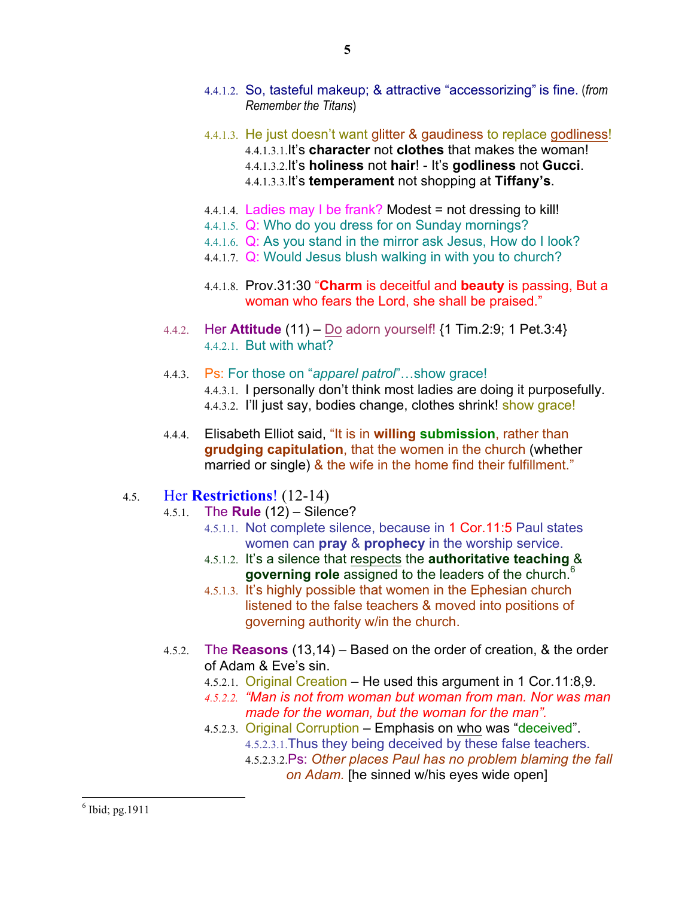4.4.1.2. So, tasteful makeup; & attractive "accessorizing" is fine. (*from Remember the Titans*)

4.4.1.3. He just doesn't want glitter & gaudiness to replace godliness!
- 4.4.1.3.1. It's **character** not **clothes** that makes the woman!
- 4.4.1.3.2. It's **holiness** not **hair**! - It's **godliness** not **Gucci**.
- 4.4.1.3.3. It's **temperament** not shopping at **Tiffany's**.

4.4.1.4. Ladies may I be frank? Modest = not dressing to kill!
4.4.1.5. Q: Who do you dress for on Sunday mornings?
4.4.1.6. Q: As you stand in the mirror ask Jesus, How do I look?
4.4.1.7. Q: Would Jesus blush walking in with you to church?

4.4.1.8. Prov.31:30 "**Charm** is deceitful and **beauty** is passing, But a woman who fears the Lord, she shall be praised."

4.4.2. Her **Attitude** (11) – Do adorn yourself! {1 Tim.2:9; 1 Pet.3:4}
- 4.4.2.1. But with what?

4.4.3. Ps: For those on "*apparel patrol*"…show grace!
- 4.4.3.1. I personally don't think most ladies are doing it purposefully.
- 4.4.3.2. I'll just say, bodies change, clothes shrink! show grace!

4.4.4. Elisabeth Elliot said, "It is in **willing submission**, rather than **grudging capitulation**, that the women in the church (whether married or single) & the wife in the home find their fulfillment."

## 4.5. Her **Restrictions**! (12-14)

4.5.1. The **Rule** (12) – Silence?
- 4.5.1.1. Not complete silence, because in 1 Cor.11:5 Paul states women can **pray** & **prophecy** in the worship service.
- 4.5.1.2. It's a silence that respects the **authoritative teaching** & **governing role** assigned to the leaders of the church.[6]
- 4.5.1.3. It's highly possible that women in the Ephesian church listened to the false teachers & moved into positions of governing authority w/in the church.

4.5.2. The **Reasons** (13,14) – Based on the order of creation, & the order of Adam & Eve's sin.
- 4.5.2.1. Original Creation – He used this argument in 1 Cor.11:8,9.
- 4.5.2.2. *"Man is not from woman but woman from man. Nor was man made for the woman, but the woman for the man".*
- 4.5.2.3. Original Corruption – Emphasis on who was "deceived".
  - 4.5.2.3.1. Thus they being deceived by these false teachers.
  - 4.5.2.3.2. Ps: *Other places Paul has no problem blaming the fall on Adam.* [he sinned w/his eyes wide open]

---

[6] Ibid; pg.1911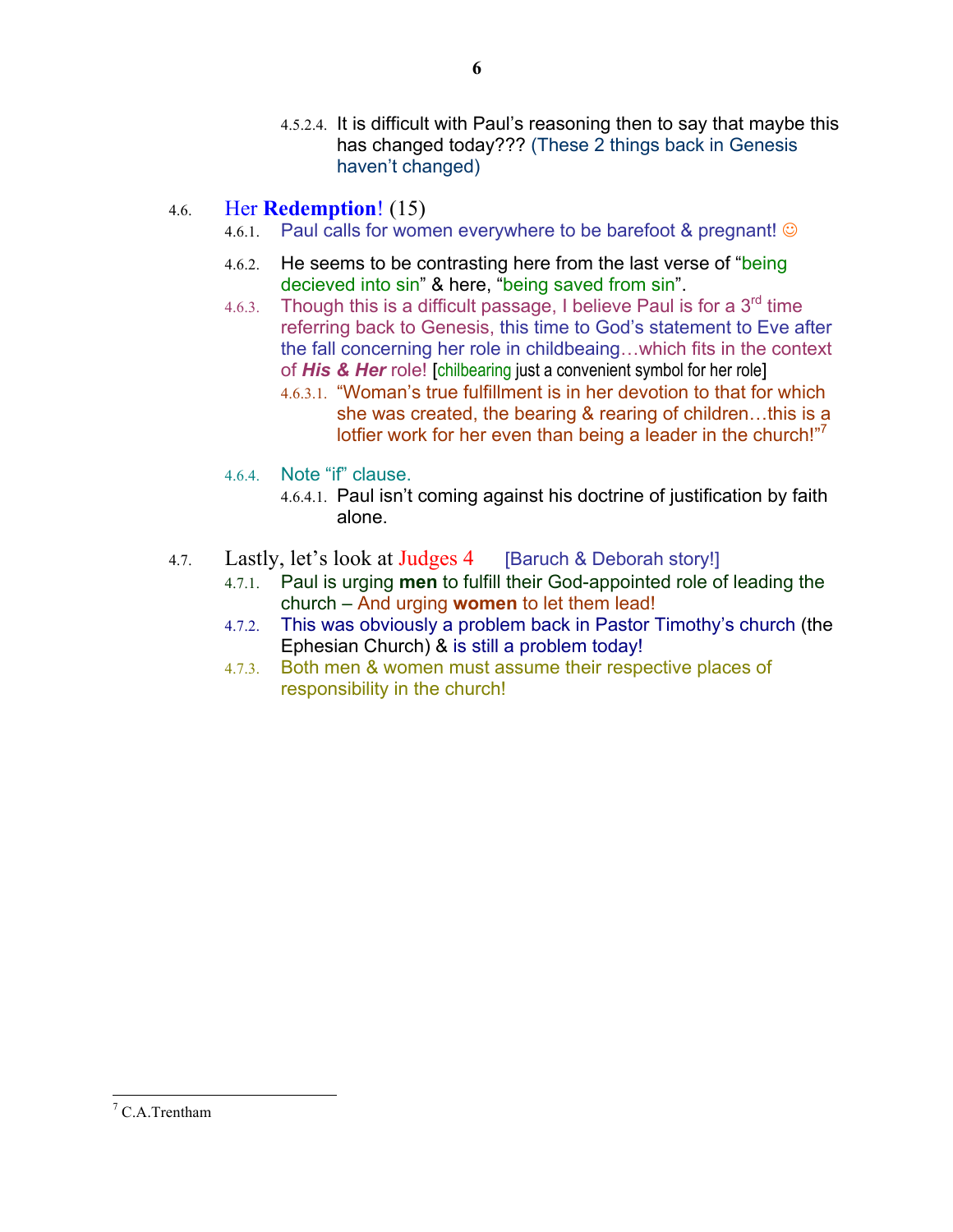4.5.2.4. It is difficult with Paul's reasoning then to say that maybe this has changed today??? (These 2 things back in Genesis haven't changed)

4.6. Her **Redemption**! (15)

4.6.1. Paul calls for women everywhere to be barefoot & pregnant! ☺

4.6.2. He seems to be contrasting here from the last verse of "being decieved into sin" & here, "being saved from sin".

4.6.3. Though this is a difficult passage, I believe Paul is for a 3rd time referring back to Genesis, this time to God's statement to Eve after the fall concerning her role in childbeaing…which fits in the context of ***His & Her*** role! [chilbearing just a convenient symbol for her role]

4.6.3.1. "Woman's true fulfillment is in her devotion to that for which she was created, the bearing & rearing of children…this is a lotfier work for her even than being a leader in the church!"[7]

4.6.4. Note "if" clause.

4.6.4.1. Paul isn't coming against his doctrine of justification by faith alone.

4.7. Lastly, let's look at Judges 4 [Baruch & Deborah story!]

4.7.1. Paul is urging **men** to fulfill their God-appointed role of leading the church – And urging **women** to let them lead!

4.7.2. This was obviously a problem back in Pastor Timothy's church (the Ephesian Church) & is still a problem today!

4.7.3. Both men & women must assume their respective places of responsibility in the church!

---

[7] C.A.Trentham